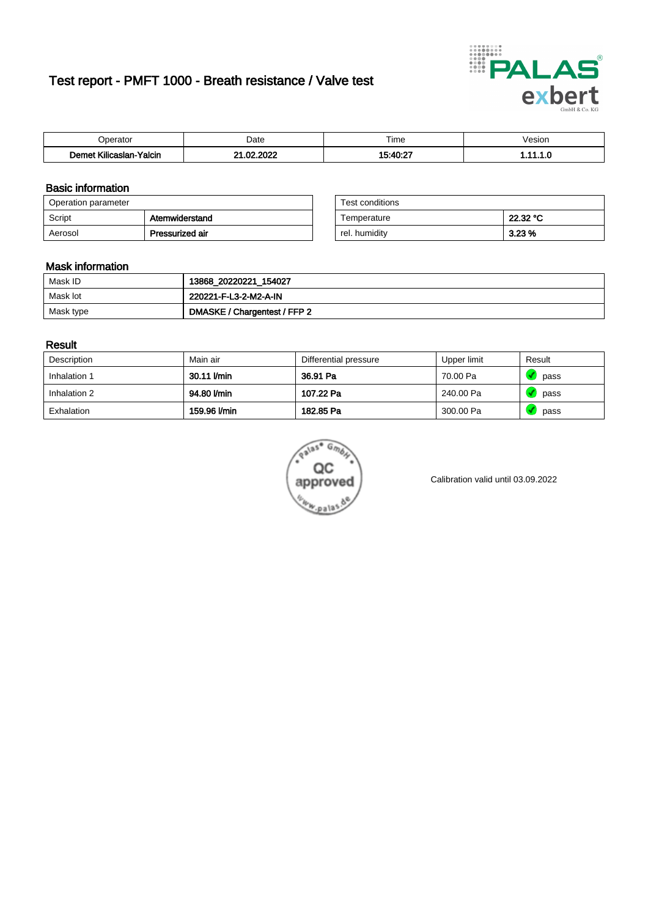# Test report - PMFT 1000 - Breath resistance / Valve test

| Operator | Date | Time | Vesion |
|---|---|---|---|
| **Demet Kilicaslan-Yalcin** | **21.02.2022** | **15:40:27** | **1.11.1.0** |

## Basic information

| Operation parameter | |
|---|---|
| Script | **Atemwiderstand** |
| Aerosol | **Pressurized air** |

| Test conditions | |
|---|---|
| Temperature | **22.32 °C** |
| rel. humidity | **3.23 %** |

## Mask information

| Mask ID | **13868_20220221_154027** |
|---|---|
| Mask lot | **220221-F-L3-2-M2-A-IN** |
| Mask type | **DMASKE / Chargentest / FFP 2** |

## Result

| Description | Main air | Differential pressure | Upper limit | Result |
|---|---|---|---|---|
| Inhalation 1 | **30.11 l/min** | **36.91 Pa** | 70.00 Pa | pass |
| Inhalation 2 | **94.80 l/min** | **107.22 Pa** | 240.00 Pa | pass |
| Exhalation | **159.96 l/min** | **182.85 Pa** | 300.00 Pa | pass |

Palas GmbH QC approved www.palas.de

Calibration valid until 03.09.2022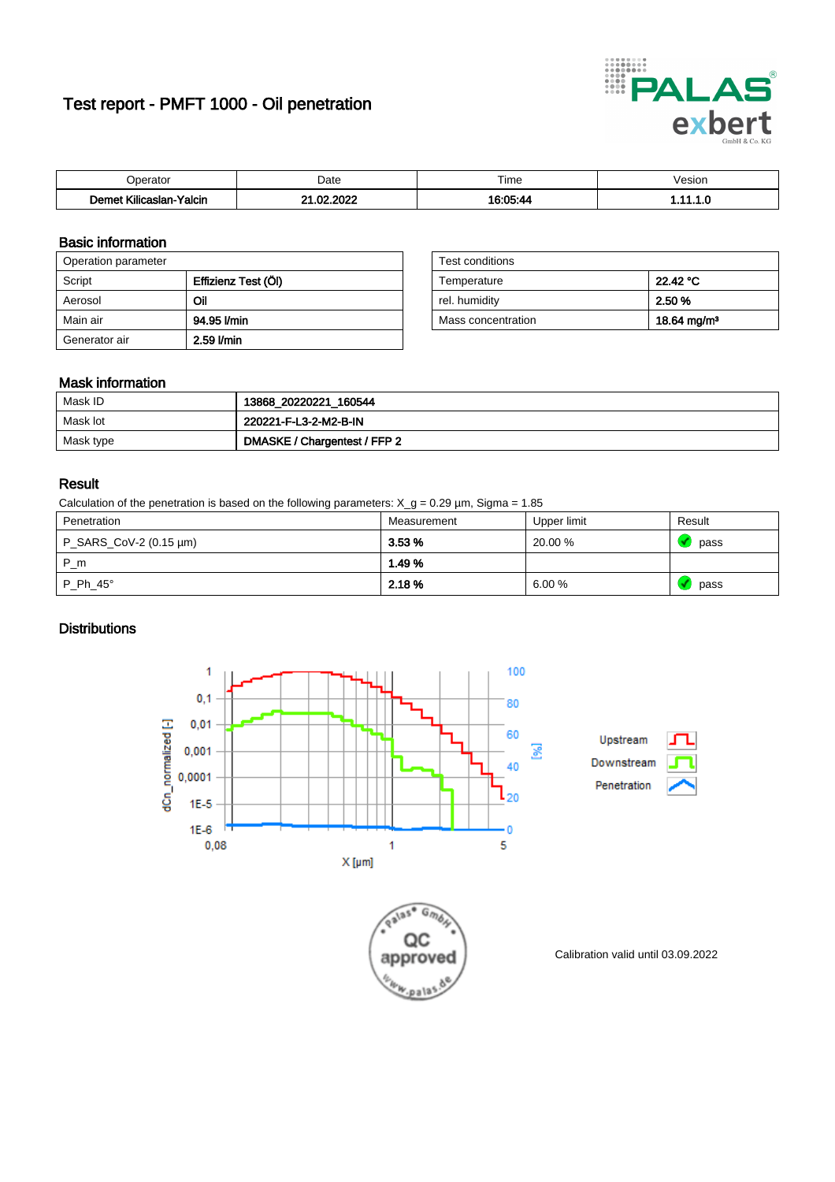# Test report - PMFT 1000 - Oil penetration

PALAS exbert GmbH & Co. KG

| Operator | Date | Time | Vesion |
|---|---|---|---|
| Demet Kilicaslan-Yalcin | 21.02.2022 | 16:05:44 | 1.11.1.0 |

## Basic information

| Operation parameter | |
|---|---|
| Script | Effizienz Test (Öl) |
| Aerosol | Oil |
| Main air | 94.95 l/min |
| Generator air | 2.59 l/min |

| Test conditions | |
|---|---|
| Temperature | 22.42 °C |
| rel. humidity | 2.50 % |
| Mass concentration | 18.64 mg/m³ |

## Mask information

| | |
|---|---|
| Mask ID | 13868_20220221_160544 |
| Mask lot | 220221-F-L3-2-M2-B-IN |
| Mask type | DMASKE / Chargentest / FFP 2 |

## Result

Calculation of the penetration is based on the following parameters: X_g = 0.29 µm, Sigma = 1.85

| Penetration | Measurement | Upper limit | Result |
|---|---|---|---|
| P_SARS_CoV-2 (0.15 µm) | 3.53 % | 20.00 % | pass |
| P_m | 1.49 % | | |
| P_Ph_45° | 2.18 % | 6.00 % | pass |

## Distributions

dCn_normalized [-]
1
0,1
0,01
0,001
0,0001
1E-5
1E-6
0,08
1
5
X [µm]
[%]
100
80
60
40
20
0
Upstream
Downstream
Penetration

Palas® GmbH QC approved www.palas.de

Calibration valid until 03.09.2022